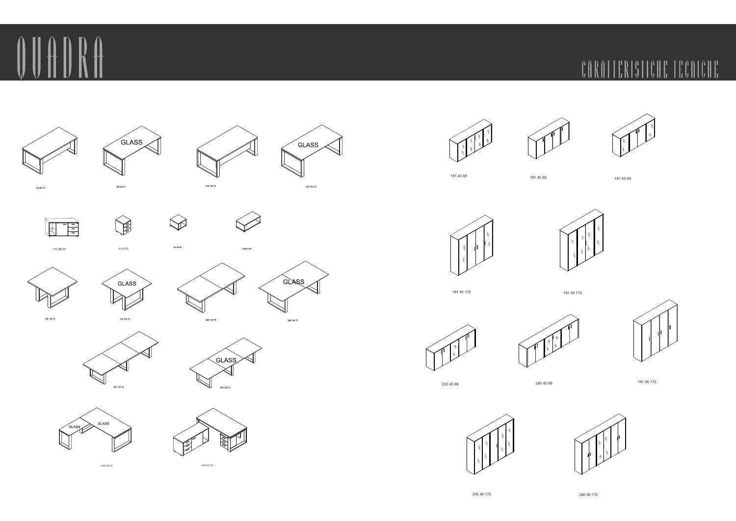# QUADRA

## CARATTERISTICHE TECNICHE

GLASS

GLASS

180 90 75

180 90 73

200 100 75

200 100 73

110 58 53

42 45 55

60 60 40

120 60 40

GLASS

GLASS

120 120 75

120 120 73

240 120 75

240 120 73

GLASS

360 120 75

360 120 73

GLASS

GLASS

200 200 73

200 210 75

191 45 89

191 45 89

191 45 89

191 45 172

191 45 172

235 45 89

280 45 89

191 45 172

235 45 172

280 45 172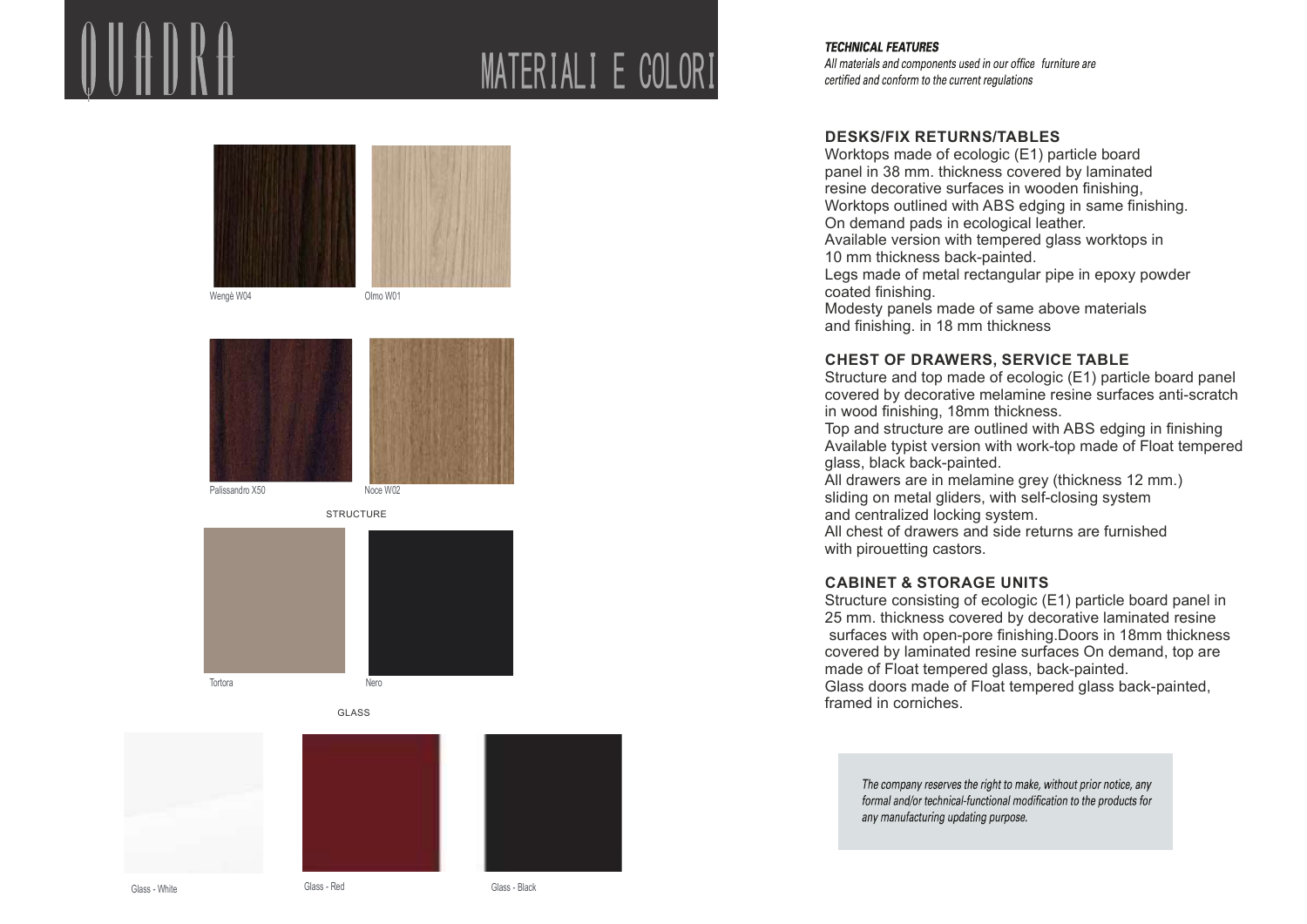# QUADRA

## MATERIALI E COLORI

Wengè W04

Olmo W01

Palissandro X50

Noce W02

STRUCTURE

Tortora

Nero

GLASS

Glass - White

Glass - Red

Glass - Black

***TECHNICAL FEATURES***

*All materials and components used in our office furniture are certified and conform to the current regulations*

### DESKS/FIX RETURNS/TABLES

Worktops made of ecologic (E1) particle board panel in 38 mm. thickness covered by laminated resine decorative surfaces in wooden finishing, Worktops outlined with ABS edging in same finishing. On demand pads in ecological leather.
Available version with tempered glass worktops in 10 mm thickness back-painted.
Legs made of metal rectangular pipe in epoxy powder coated finishing.
Modesty panels made of same above materials and finishing. in 18 mm thickness

### CHEST OF DRAWERS, SERVICE TABLE

Structure and top made of ecologic (E1) particle board panel covered by decorative melamine resine surfaces anti-scratch in wood finishing, 18mm thickness.
Top and structure are outlined with ABS edging in finishing
Available typist version with work-top made of Float tempered glass, black back-painted.
All drawers are in melamine grey (thickness 12 mm.) sliding on metal gliders, with self-closing system and centralized locking system.
All chest of drawers and side returns are furnished with pirouetting castors.

### CABINET & STORAGE UNITS

Structure consisting of ecologic (E1) particle board panel in 25 mm. thickness covered by decorative laminated resine surfaces with open-pore finishing.Doors in 18mm thickness covered by laminated resine surfaces On demand, top are made of Float tempered glass, back-painted.
Glass doors made of Float tempered glass back-painted, framed in corniches.

*The company reserves the right to make, without prior notice, any formal and/or technical-functional modification to the products for any manufacturing updating purpose.*